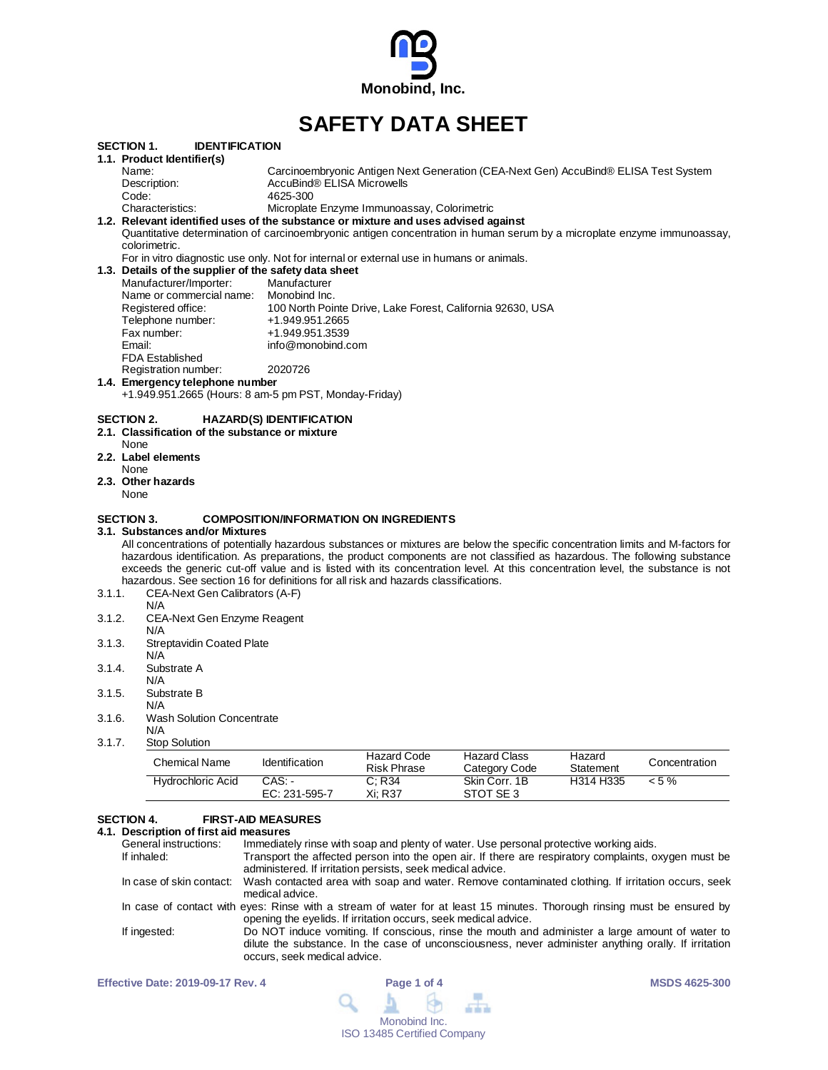Monobind, Inc.

# SAFETY DATA SHEET

## SECTION 1. IDENTIFICATION

### 1.1. Product Identifier(s)

Name: Carcinoembryonic Antigen Next Generation (CEA-Next Gen) AccuBind® ELISA Test System
Description: AccuBind® ELISA Microwells
Code: 4625-300
Characteristics: Microplate Enzyme Immunoassay, Colorimetric

### 1.2. Relevant identified uses of the substance or mixture and uses advised against

Quantitative determination of carcinoembryonic antigen concentration in human serum by a microplate enzyme immunoassay, colorimetric.

For in vitro diagnostic use only. Not for internal or external use in humans or animals.

### 1.3. Details of the supplier of the safety data sheet

Manufacturer/Importer: Manufacturer
Name or commercial name: Monobind Inc.
Registered office: 100 North Pointe Drive, Lake Forest, California 92630, USA
Telephone number: +1.949.951.2665
Fax number: +1.949.951.3539
Email: info@monobind.com
FDA Established Registration number: 2020726

### 1.4. Emergency telephone number

+1.949.951.2665 (Hours: 8 am-5 pm PST, Monday-Friday)

## SECTION 2. HAZARD(S) IDENTIFICATION

### 2.1. Classification of the substance or mixture

None

### 2.2. Label elements

None

### 2.3. Other hazards

None

## SECTION 3. COMPOSITION/INFORMATION ON INGREDIENTS

### 3.1. Substances and/or Mixtures

All concentrations of potentially hazardous substances or mixtures are below the specific concentration limits and M-factors for hazardous identification. As preparations, the product components are not classified as hazardous. The following substance exceeds the generic cut-off value and is listed with its concentration level. At this concentration level, the substance is not hazardous. See section 16 for definitions for all risk and hazards classifications.

3.1.1. CEA-Next Gen Calibrators (A-F)
N/A

3.1.2. CEA-Next Gen Enzyme Reagent
N/A

3.1.3. Streptavidin Coated Plate
N/A

3.1.4. Substrate A
N/A

3.1.5. Substrate B
N/A

3.1.6. Wash Solution Concentrate
N/A

3.1.7. Stop Solution

| Chemical Name | Identification | Hazard Code Risk Phrase | Hazard Class Category Code | Hazard Statement | Concentration |
|---|---|---|---|---|---|
| Hydrochloric Acid | CAS: - EC: 231-595-7 | C; R34 Xi; R37 | Skin Corr. 1B STOT SE 3 | H314 H335 | < 5 % |

## SECTION 4. FIRST-AID MEASURES

### 4.1. Description of first aid measures

General instructions: Immediately rinse with soap and plenty of water. Use personal protective working aids.

If inhaled: Transport the affected person into the open air. If there are respiratory complaints, oxygen must be administered. If irritation persists, seek medical advice.

In case of skin contact: Wash contacted area with soap and water. Remove contaminated clothing. If irritation occurs, seek medical advice.

In case of contact with eyes: Rinse with a stream of water for at least 15 minutes. Thorough rinsing must be ensured by opening the eyelids. If irritation occurs, seek medical advice.

If ingested: Do NOT induce vomiting. If conscious, rinse the mouth and administer a large amount of water to dilute the substance. In the case of unconsciousness, never administer anything orally. If irritation occurs, seek medical advice.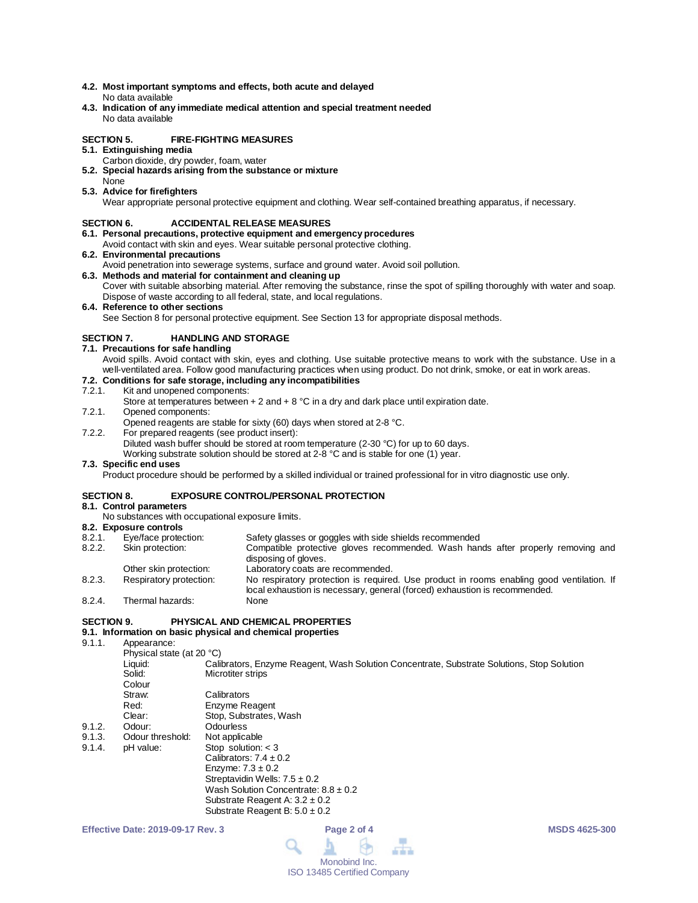**4.2. Most important symptoms and effects, both acute and delayed**

No data available

**4.3. Indication of any immediate medical attention and special treatment needed**

No data available

## SECTION 5. FIRE-FIGHTING MEASURES

**5.1. Extinguishing media**

Carbon dioxide, dry powder, foam, water

**5.2. Special hazards arising from the substance or mixture**

None

**5.3. Advice for firefighters**

Wear appropriate personal protective equipment and clothing. Wear self-contained breathing apparatus, if necessary.

## SECTION 6. ACCIDENTAL RELEASE MEASURES

**6.1. Personal precautions, protective equipment and emergency procedures**

Avoid contact with skin and eyes. Wear suitable personal protective clothing.

**6.2. Environmental precautions**

Avoid penetration into sewerage systems, surface and ground water. Avoid soil pollution.

**6.3. Methods and material for containment and cleaning up**

Cover with suitable absorbing material. After removing the substance, rinse the spot of spilling thoroughly with water and soap. Dispose of waste according to all federal, state, and local regulations.

**6.4. Reference to other sections**

See Section 8 for personal protective equipment. See Section 13 for appropriate disposal methods.

## SECTION 7. HANDLING AND STORAGE

**7.1. Precautions for safe handling**

Avoid spills. Avoid contact with skin, eyes and clothing. Use suitable protective means to work with the substance. Use in a well-ventilated area. Follow good manufacturing practices when using product. Do not drink, smoke, or eat in work areas.

**7.2. Conditions for safe storage, including any incompatibilities**

7.2.1. Kit and unopened components:
Store at temperatures between + 2 and + 8 °C in a dry and dark place until expiration date.

7.2.1. Opened components:
Opened reagents are stable for sixty (60) days when stored at 2-8 °C.

7.2.2. For prepared reagents (see product insert):
Diluted wash buffer should be stored at room temperature (2-30 °C) for up to 60 days.
Working substrate solution should be stored at 2-8 °C and is stable for one (1) year.

**7.3. Specific end uses**

Product procedure should be performed by a skilled individual or trained professional for in vitro diagnostic use only.

## SECTION 8. EXPOSURE CONTROL/PERSONAL PROTECTION

**8.1. Control parameters**

No substances with occupational exposure limits.

**8.2. Exposure controls**

| | | |
|---|---|---|
| 8.2.1. | Eye/face protection: | Safety glasses or goggles with side shields recommended |
| 8.2.2. | Skin protection: | Compatible protective gloves recommended. Wash hands after properly removing and disposing of gloves. |
| | Other skin protection: | Laboratory coats are recommended. |
| 8.2.3. | Respiratory protection: | No respiratory protection is required. Use product in rooms enabling good ventilation. If local exhaustion is necessary, general (forced) exhaustion is recommended. |
| 8.2.4. | Thermal hazards: | None |

## SECTION 9. PHYSICAL AND CHEMICAL PROPERTIES

**9.1. Information on basic physical and chemical properties**

9.1.1. Appearance:

Physical state (at 20 °C)

| | |
|---|---|
| Liquid: | Calibrators, Enzyme Reagent, Wash Solution Concentrate, Substrate Solutions, Stop Solution |
| Solid: | Microtiter strips |

Colour

| | |
|---|---|
| Straw: | Calibrators |
| Red: | Enzyme Reagent |
| Clear: | Stop, Substrates, Wash |

| | | |
|---|---|---|
| 9.1.2. | Odour: | Odourless |
| 9.1.3. | Odour threshold: | Not applicable |
| 9.1.4. | pH value: | Stop solution: < 3<br>Calibrators: 7.4 ± 0.2<br>Enzyme: 7.3 ± 0.2<br>Streptavidin Wells: 7.5 ± 0.2<br>Wash Solution Concentrate: 8.8 ± 0.2<br>Substrate Reagent A: 3.2 ± 0.2<br>Substrate Reagent B: 5.0 ± 0.2 |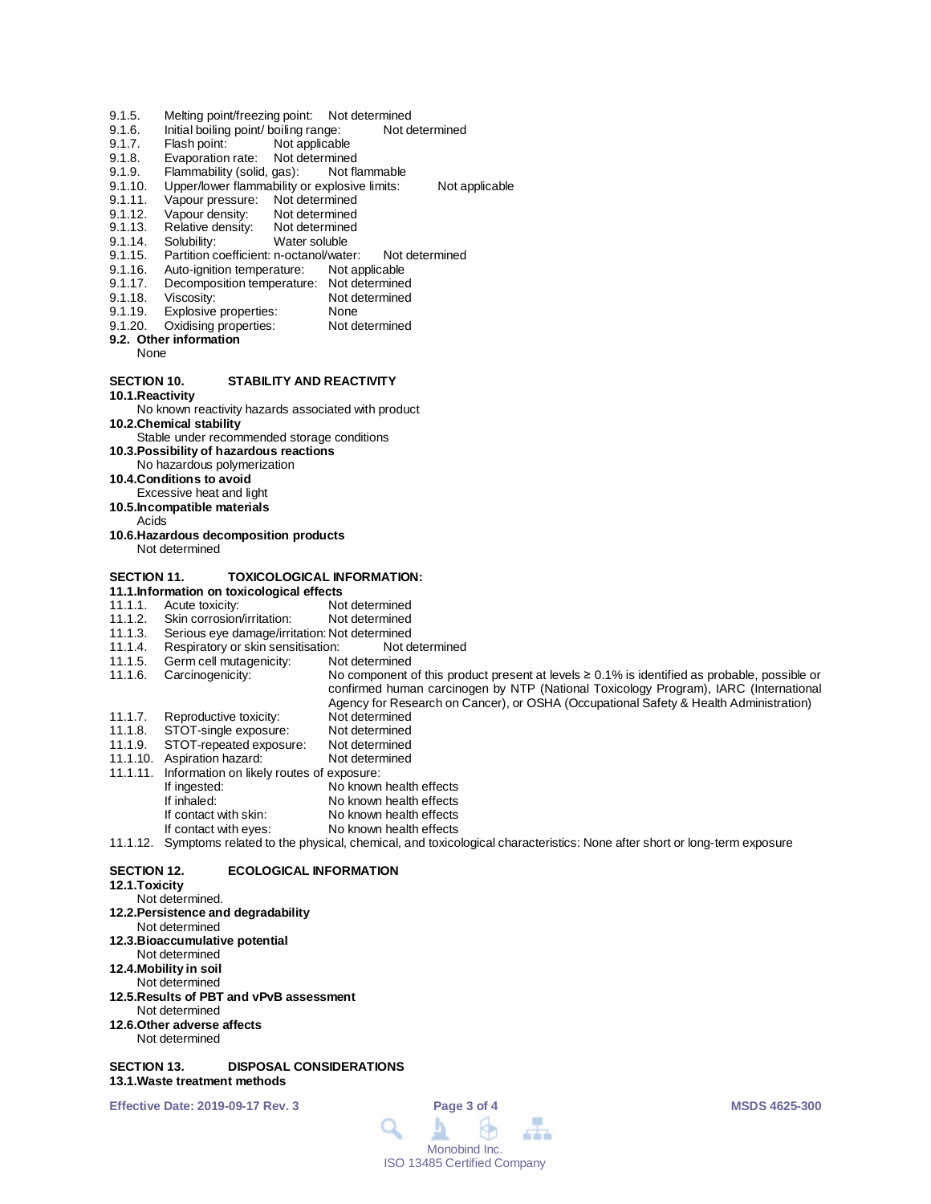9.1.5. Melting point/freezing point: Not determined
9.1.6. Initial boiling point/ boiling range: Not determined
9.1.7. Flash point: Not applicable
9.1.8. Evaporation rate: Not determined
9.1.9. Flammability (solid, gas): Not flammable
9.1.10. Upper/lower flammability or explosive limits: Not applicable
9.1.11. Vapour pressure: Not determined
9.1.12. Vapour density: Not determined
9.1.13. Relative density: Not determined
9.1.14. Solubility: Water soluble
9.1.15. Partition coefficient: n-octanol/water: Not determined
9.1.16. Auto-ignition temperature: Not applicable
9.1.17. Decomposition temperature: Not determined
9.1.18. Viscosity: Not determined
9.1.19. Explosive properties: None
9.1.20. Oxidising properties: Not determined

**9.2. Other information**

None

## SECTION 10. STABILITY AND REACTIVITY

**10.1. Reactivity**

No known reactivity hazards associated with product

**10.2. Chemical stability**

Stable under recommended storage conditions

**10.3. Possibility of hazardous reactions**

No hazardous polymerization

**10.4. Conditions to avoid**

Excessive heat and light

**10.5. Incompatible materials**

Acids

**10.6. Hazardous decomposition products**

Not determined

## SECTION 11. TOXICOLOGICAL INFORMATION:

**11.1. Information on toxicological effects**

11.1.1. Acute toxicity: Not determined
11.1.2. Skin corrosion/irritation: Not determined
11.1.3. Serious eye damage/irritation: Not determined
11.1.4. Respiratory or skin sensitisation: Not determined
11.1.5. Germ cell mutagenicity: Not determined
11.1.6. Carcinogenicity: No component of this product present at levels ≥ 0.1% is identified as probable, possible or confirmed human carcinogen by NTP (National Toxicology Program), IARC (International Agency for Research on Cancer), or OSHA (Occupational Safety & Health Administration)
11.1.7. Reproductive toxicity: Not determined
11.1.8. STOT-single exposure: Not determined
11.1.9. STOT-repeated exposure: Not determined
11.1.10. Aspiration hazard: Not determined
11.1.11. Information on likely routes of exposure:
- If ingested: No known health effects
- If inhaled: No known health effects
- If contact with skin: No known health effects
- If contact with eyes: No known health effects

11.1.12. Symptoms related to the physical, chemical, and toxicological characteristics: None after short or long-term exposure

## SECTION 12. ECOLOGICAL INFORMATION

**12.1. Toxicity**

Not determined.

**12.2. Persistence and degradability**

Not determined

**12.3. Bioaccumulative potential**

Not determined

**12.4. Mobility in soil**

Not determined

**12.5. Results of PBT and vPvB assessment**

Not determined

**12.6. Other adverse affects**

Not determined

## SECTION 13. DISPOSAL CONSIDERATIONS

**13.1. Waste treatment methods**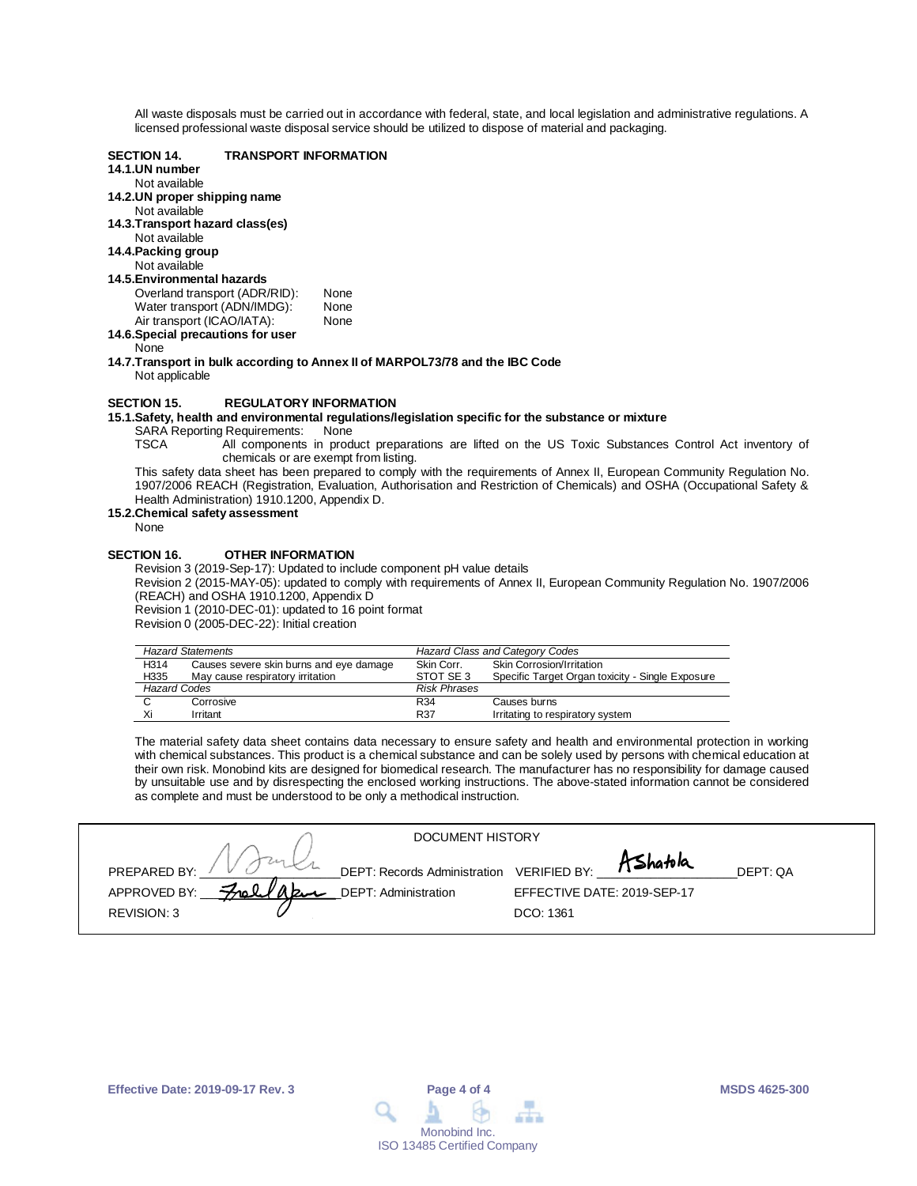All waste disposals must be carried out in accordance with federal, state, and local legislation and administrative regulations. A licensed professional waste disposal service should be utilized to dispose of material and packaging.

## SECTION 14. TRANSPORT INFORMATION

**14.1.UN number**
Not available

**14.2.UN proper shipping name**
Not available

**14.3.Transport hazard class(es)**
Not available

**14.4.Packing group**
Not available

**14.5.Environmental hazards**
Overland transport (ADR/RID): None
Water transport (ADN/IMDG): None
Air transport (ICAO/IATA): None

**14.6.Special precautions for user**
None

**14.7.Transport in bulk according to Annex II of MARPOL73/78 and the IBC Code**
Not applicable

## SECTION 15. REGULATORY INFORMATION

**15.1.Safety, health and environmental regulations/legislation specific for the substance or mixture**

SARA Reporting Requirements: None
TSCA All components in product preparations are lifted on the US Toxic Substances Control Act inventory of chemicals or are exempt from listing.

This safety data sheet has been prepared to comply with the requirements of Annex II, European Community Regulation No. 1907/2006 REACH (Registration, Evaluation, Authorisation and Restriction of Chemicals) and OSHA (Occupational Safety & Health Administration) 1910.1200, Appendix D.

**15.2.Chemical safety assessment**
None

## SECTION 16. OTHER INFORMATION

Revision 3 (2019-Sep-17): Updated to include component pH value details
Revision 2 (2015-MAY-05): updated to comply with requirements of Annex II, European Community Regulation No. 1907/2006 (REACH) and OSHA 1910.1200, Appendix D
Revision 1 (2010-DEC-01): updated to 16 point format
Revision 0 (2005-DEC-22): Initial creation

| *Hazard Statements* | | *Hazard Class and Category Codes* | |
|---|---|---|---|
| H314 | Causes severe skin burns and eye damage | Skin Corr. | Skin Corrosion/Irritation |
| H335 | May cause respiratory irritation | STOT SE 3 | Specific Target Organ toxicity - Single Exposure |
| *Hazard Codes* | | *Risk Phrases* | |
| C | Corrosive | R34 | Causes burns |
| Xi | Irritant | R37 | Irritating to respiratory system |

The material safety data sheet contains data necessary to ensure safety and health and environmental protection in working with chemical substances. This product is a chemical substance and can be solely used by persons with chemical education at their own risk. Monobind kits are designed for biomedical research. The manufacturer has no responsibility for damage caused by unsuitable use and by disrespecting the enclosed working instructions. The above-stated information cannot be considered as complete and must be understood to be only a methodical instruction.

| DOCUMENT HISTORY | | | |
|---|---|---|---|
| PREPARED BY: *(signature)* | DEPT: Records Administration | VERIFIED BY: Ashatola | DEPT: QA |
| APPROVED BY: *(signature)* | DEPT: Administration | EFFECTIVE DATE: 2019-SEP-17 | |
| REVISION: 3 | | DCO: 1361 | |

Effective Date: 2019-09-17 Rev. 3 MSDS 4625-300

Monobind Inc.
ISO 13485 Certified Company